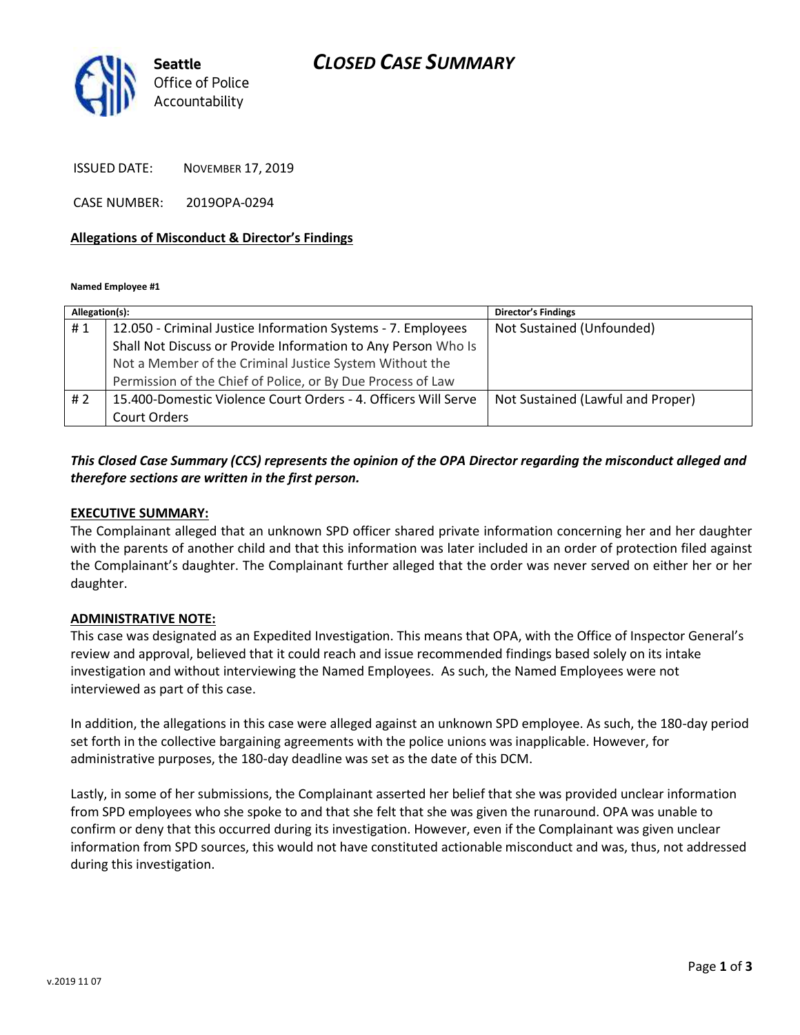Seattle
Office of Police
Accountability

# CLOSED CASE SUMMARY

ISSUED DATE: NOVEMBER 17, 2019

CASE NUMBER: 2019OPA-0294

**Allegations of Misconduct & Director's Findings**

**Named Employee #1**

| Allegation(s): | | Director's Findings |
|---|---|---|
| # 1 | 12.050 - Criminal Justice Information Systems - 7. Employees Shall Not Discuss or Provide Information to Any Person Who Is Not a Member of the Criminal Justice System Without the Permission of the Chief of Police, or By Due Process of Law | Not Sustained (Unfounded) |
| # 2 | 15.400-Domestic Violence Court Orders - 4. Officers Will Serve Court Orders | Not Sustained (Lawful and Proper) |

***This Closed Case Summary (CCS) represents the opinion of the OPA Director regarding the misconduct alleged and therefore sections are written in the first person.***

**EXECUTIVE SUMMARY:**

The Complainant alleged that an unknown SPD officer shared private information concerning her and her daughter with the parents of another child and that this information was later included in an order of protection filed against the Complainant's daughter. The Complainant further alleged that the order was never served on either her or her daughter.

**ADMINISTRATIVE NOTE:**

This case was designated as an Expedited Investigation. This means that OPA, with the Office of Inspector General's review and approval, believed that it could reach and issue recommended findings based solely on its intake investigation and without interviewing the Named Employees. As such, the Named Employees were not interviewed as part of this case.

In addition, the allegations in this case were alleged against an unknown SPD employee. As such, the 180-day period set forth in the collective bargaining agreements with the police unions was inapplicable. However, for administrative purposes, the 180-day deadline was set as the date of this DCM.

Lastly, in some of her submissions, the Complainant asserted her belief that she was provided unclear information from SPD employees who she spoke to and that she felt that she was given the runaround. OPA was unable to confirm or deny that this occurred during its investigation. However, even if the Complainant was given unclear information from SPD sources, this would not have constituted actionable misconduct and was, thus, not addressed during this investigation.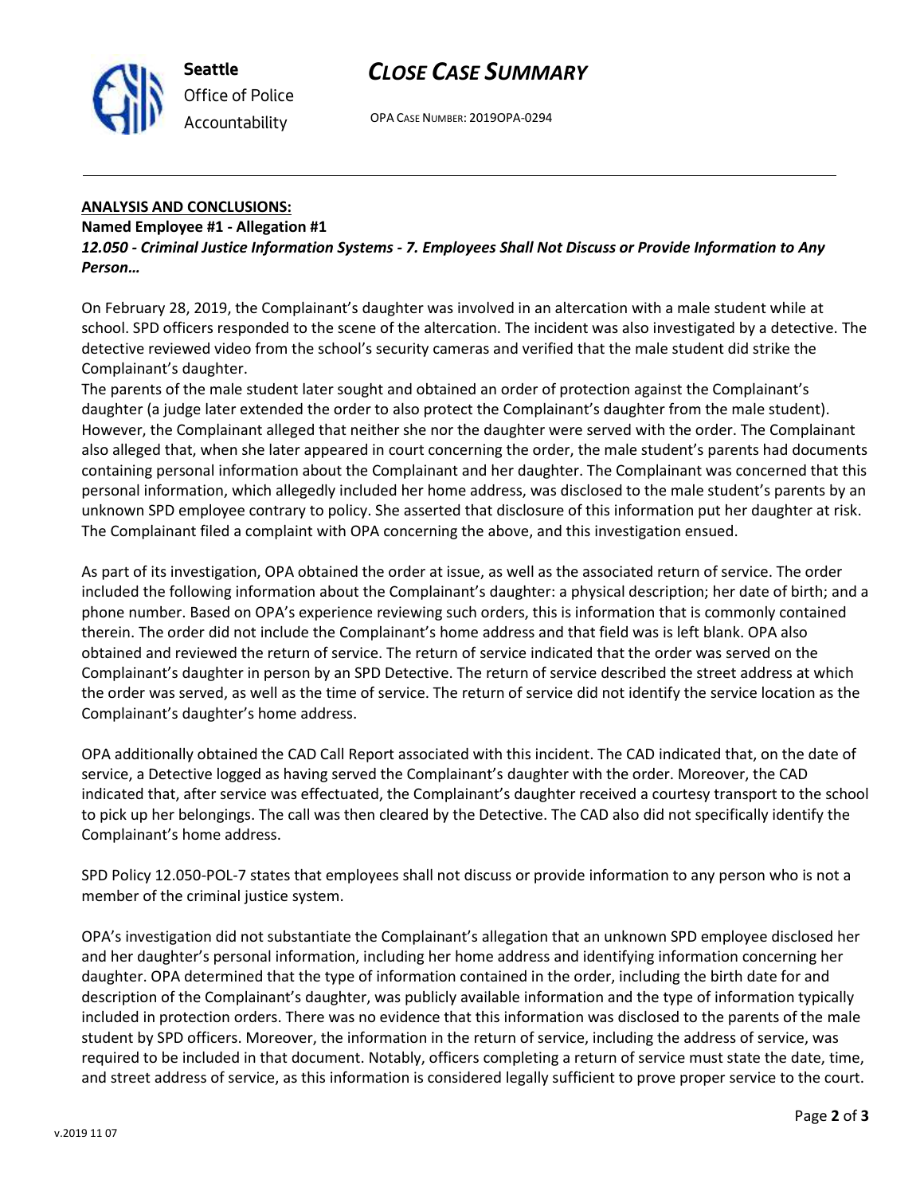**ANALYSIS AND CONCLUSIONS:**

**Named Employee #1 - Allegation #1**

***12.050 - Criminal Justice Information Systems - 7. Employees Shall Not Discuss or Provide Information to Any Person…***

On February 28, 2019, the Complainant's daughter was involved in an altercation with a male student while at school. SPD officers responded to the scene of the altercation. The incident was also investigated by a detective. The detective reviewed video from the school's security cameras and verified that the male student did strike the Complainant's daughter.

The parents of the male student later sought and obtained an order of protection against the Complainant's daughter (a judge later extended the order to also protect the Complainant's daughter from the male student). However, the Complainant alleged that neither she nor the daughter were served with the order. The Complainant also alleged that, when she later appeared in court concerning the order, the male student's parents had documents containing personal information about the Complainant and her daughter. The Complainant was concerned that this personal information, which allegedly included her home address, was disclosed to the male student's parents by an unknown SPD employee contrary to policy. She asserted that disclosure of this information put her daughter at risk. The Complainant filed a complaint with OPA concerning the above, and this investigation ensued.

As part of its investigation, OPA obtained the order at issue, as well as the associated return of service. The order included the following information about the Complainant's daughter: a physical description; her date of birth; and a phone number. Based on OPA's experience reviewing such orders, this is information that is commonly contained therein. The order did not include the Complainant's home address and that field was is left blank. OPA also obtained and reviewed the return of service. The return of service indicated that the order was served on the Complainant's daughter in person by an SPD Detective. The return of service described the street address at which the order was served, as well as the time of service. The return of service did not identify the service location as the Complainant's daughter's home address.

OPA additionally obtained the CAD Call Report associated with this incident. The CAD indicated that, on the date of service, a Detective logged as having served the Complainant's daughter with the order. Moreover, the CAD indicated that, after service was effectuated, the Complainant's daughter received a courtesy transport to the school to pick up her belongings. The call was then cleared by the Detective. The CAD also did not specifically identify the Complainant's home address.

SPD Policy 12.050-POL-7 states that employees shall not discuss or provide information to any person who is not a member of the criminal justice system.

OPA's investigation did not substantiate the Complainant's allegation that an unknown SPD employee disclosed her and her daughter's personal information, including her home address and identifying information concerning her daughter. OPA determined that the type of information contained in the order, including the birth date for and description of the Complainant's daughter, was publicly available information and the type of information typically included in protection orders. There was no evidence that this information was disclosed to the parents of the male student by SPD officers. Moreover, the information in the return of service, including the address of service, was required to be included in that document. Notably, officers completing a return of service must state the date, time, and street address of service, as this information is considered legally sufficient to prove proper service to the court.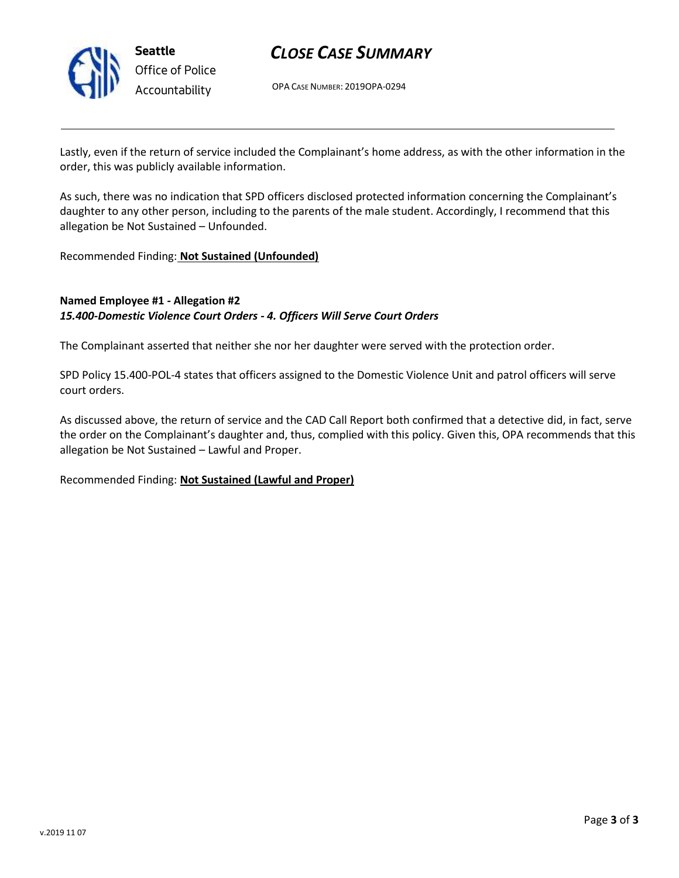Lastly, even if the return of service included the Complainant's home address, as with the other information in the order, this was publicly available information.

As such, there was no indication that SPD officers disclosed protected information concerning the Complainant's daughter to any other person, including to the parents of the male student. Accordingly, I recommend that this allegation be Not Sustained – Unfounded.

Recommended Finding: **Not Sustained (Unfounded)**

**Named Employee #1 - Allegation #2**
***15.400-Domestic Violence Court Orders - 4. Officers Will Serve Court Orders***

The Complainant asserted that neither she nor her daughter were served with the protection order.

SPD Policy 15.400-POL-4 states that officers assigned to the Domestic Violence Unit and patrol officers will serve court orders.

As discussed above, the return of service and the CAD Call Report both confirmed that a detective did, in fact, serve the order on the Complainant's daughter and, thus, complied with this policy. Given this, OPA recommends that this allegation be Not Sustained – Lawful and Proper.

Recommended Finding: **Not Sustained (Lawful and Proper)**